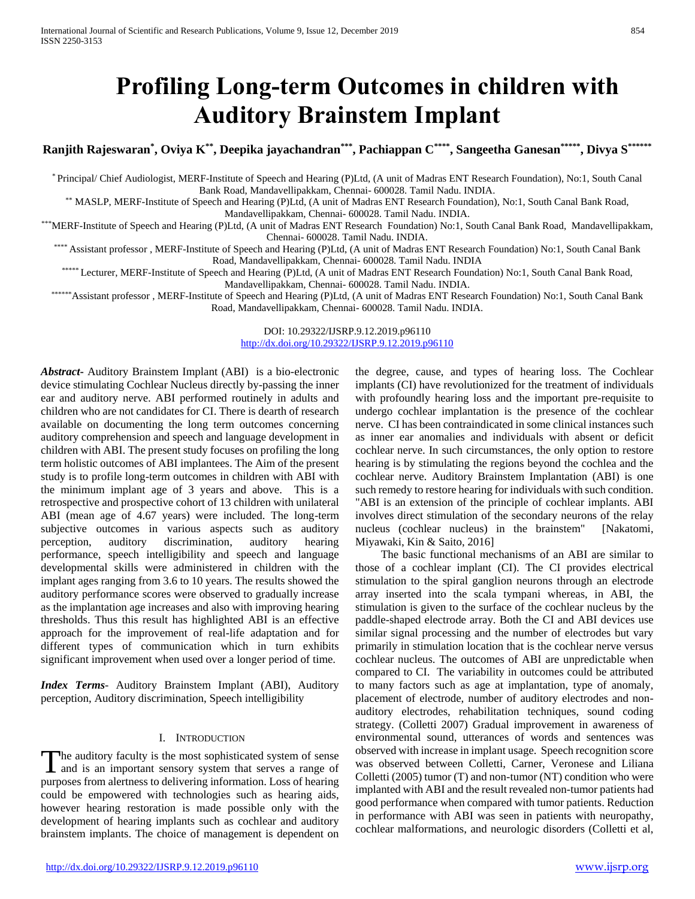# Profiling Long-term Outcomes in children with Auditory Brainstem Implant

**Ranjith Rajeswaran[*], Oviya K[**], Deepika jayachandran[***], Pachiappan C[****], Sangeetha Ganesan[*****], Divya S[******]**

[*] Principal/ Chief Audiologist, MERF-Institute of Speech and Hearing (P)Ltd, (A unit of Madras ENT Research Foundation), No:1, South Canal Bank Road, Mandavellipakkam, Chennai- 600028. Tamil Nadu. INDIA.

[**] MASLP, MERF-Institute of Speech and Hearing (P)Ltd, (A unit of Madras ENT Research Foundation), No:1, South Canal Bank Road, Mandavellipakkam, Chennai- 600028. Tamil Nadu. INDIA.

[***] MERF-Institute of Speech and Hearing (P)Ltd, (A unit of Madras ENT Research Foundation) No:1, South Canal Bank Road, Mandavellipakkam, Chennai- 600028. Tamil Nadu. INDIA.

[****] Assistant professor , MERF-Institute of Speech and Hearing (P)Ltd, (A unit of Madras ENT Research Foundation) No:1, South Canal Bank Road, Mandavellipakkam, Chennai- 600028. Tamil Nadu. INDIA

[*****] Lecturer, MERF-Institute of Speech and Hearing (P)Ltd, (A unit of Madras ENT Research Foundation) No:1, South Canal Bank Road, Mandavellipakkam, Chennai- 600028. Tamil Nadu. INDIA.

[******] Assistant professor , MERF-Institute of Speech and Hearing (P)Ltd, (A unit of Madras ENT Research Foundation) No:1, South Canal Bank Road, Mandavellipakkam, Chennai- 600028. Tamil Nadu. INDIA.

DOI: 10.29322/IJSRP.9.12.2019.p96110
http://dx.doi.org/10.29322/IJSRP.9.12.2019.p96110

***Abstract-*** Auditory Brainstem Implant (ABI) is a bio-electronic device stimulating Cochlear Nucleus directly by-passing the inner ear and auditory nerve. ABI performed routinely in adults and children who are not candidates for CI. There is dearth of research available on documenting the long term outcomes concerning auditory comprehension and speech and language development in children with ABI. The present study focuses on profiling the long term holistic outcomes of ABI implantees. The Aim of the present study is to profile long-term outcomes in children with ABI with the minimum implant age of 3 years and above. This is a retrospective and prospective cohort of 13 children with unilateral ABI (mean age of 4.67 years) were included. The long-term subjective outcomes in various aspects such as auditory perception, auditory discrimination, auditory hearing performance, speech intelligibility and speech and language developmental skills were administered in children with the implant ages ranging from 3.6 to 10 years. The results showed the auditory performance scores were observed to gradually increase as the implantation age increases and also with improving hearing thresholds. Thus this result has highlighted ABI is an effective approach for the improvement of real-life adaptation and for different types of communication which in turn exhibits significant improvement when used over a longer period of time.

***Index Terms-*** Auditory Brainstem Implant (ABI), Auditory perception, Auditory discrimination, Speech intelligibility

## I. Introduction

The auditory faculty is the most sophisticated system of sense and is an important sensory system that serves a range of purposes from alertness to delivering information. Loss of hearing could be empowered with technologies such as hearing aids, however hearing restoration is made possible only with the development of hearing implants such as cochlear and auditory brainstem implants. The choice of management is dependent on the degree, cause, and types of hearing loss. The Cochlear implants (CI) have revolutionized for the treatment of individuals with profoundly hearing loss and the important pre-requisite to undergo cochlear implantation is the presence of the cochlear nerve. CI has been contraindicated in some clinical instances such as inner ear anomalies and individuals with absent or deficit cochlear nerve. In such circumstances, the only option to restore hearing is by stimulating the regions beyond the cochlea and the cochlear nerve. Auditory Brainstem Implantation (ABI) is one such remedy to restore hearing for individuals with such condition. "ABI is an extension of the principle of cochlear implants. ABI involves direct stimulation of the secondary neurons of the relay nucleus (cochlear nucleus) in the brainstem" [Nakatomi, Miyawaki, Kin & Saito, 2016]

The basic functional mechanisms of an ABI are similar to those of a cochlear implant (CI). The CI provides electrical stimulation to the spiral ganglion neurons through an electrode array inserted into the scala tympani whereas, in ABI, the stimulation is given to the surface of the cochlear nucleus by the paddle-shaped electrode array. Both the CI and ABI devices use similar signal processing and the number of electrodes but vary primarily in stimulation location that is the cochlear nerve versus cochlear nucleus. The outcomes of ABI are unpredictable when compared to CI. The variability in outcomes could be attributed to many factors such as age at implantation, type of anomaly, placement of electrode, number of auditory electrodes and non-auditory electrodes, rehabilitation techniques, sound coding strategy. (Colletti 2007) Gradual improvement in awareness of environmental sound, utterances of words and sentences was observed with increase in implant usage. Speech recognition score was observed between Colletti, Carner, Veronese and Liliana Colletti (2005) tumor (T) and non-tumor (NT) condition who were implanted with ABI and the result revealed non-tumor patients had good performance when compared with tumor patients. Reduction in performance with ABI was seen in patients with neuropathy, cochlear malformations, and neurologic disorders (Colletti et al,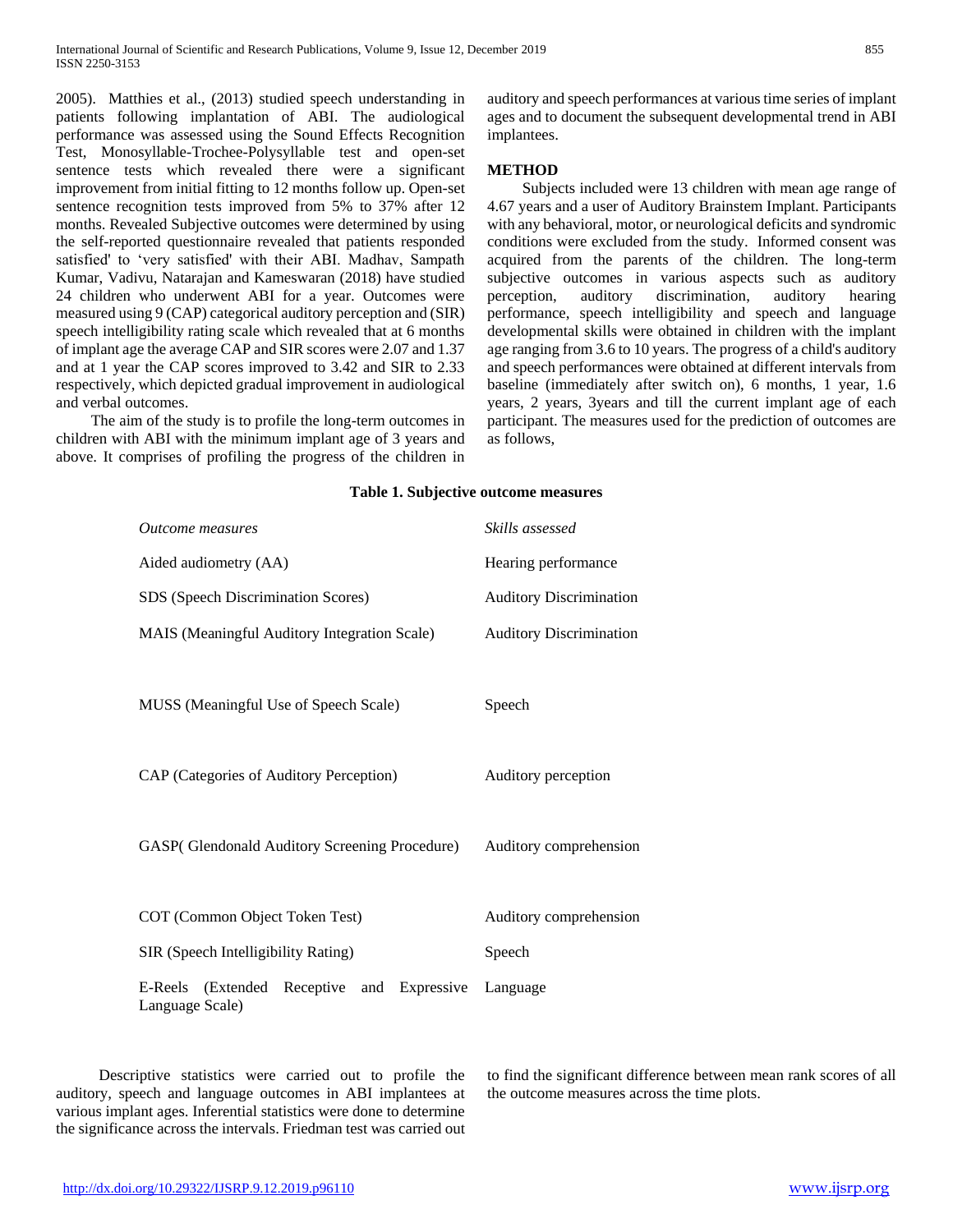2005). Matthies et al., (2013) studied speech understanding in patients following implantation of ABI. The audiological performance was assessed using the Sound Effects Recognition Test, Monosyllable-Trochee-Polysyllable test and open-set sentence tests which revealed there were a significant improvement from initial fitting to 12 months follow up. Open-set sentence recognition tests improved from 5% to 37% after 12 months. Revealed Subjective outcomes were determined by using the self-reported questionnaire revealed that patients responded satisfied' to 'very satisfied' with their ABI. Madhav, Sampath Kumar, Vadivu, Natarajan and Kameswaran (2018) have studied 24 children who underwent ABI for a year. Outcomes were measured using 9 (CAP) categorical auditory perception and (SIR) speech intelligibility rating scale which revealed that at 6 months of implant age the average CAP and SIR scores were 2.07 and 1.37 and at 1 year the CAP scores improved to 3.42 and SIR to 2.33 respectively, which depicted gradual improvement in audiological and verbal outcomes.

The aim of the study is to profile the long-term outcomes in children with ABI with the minimum implant age of 3 years and above. It comprises of profiling the progress of the children in auditory and speech performances at various time series of implant ages and to document the subsequent developmental trend in ABI implantees.

## METHOD

Subjects included were 13 children with mean age range of 4.67 years and a user of Auditory Brainstem Implant. Participants with any behavioral, motor, or neurological deficits and syndromic conditions were excluded from the study. Informed consent was acquired from the parents of the children. The long-term subjective outcomes in various aspects such as auditory perception, auditory discrimination, auditory hearing performance, speech intelligibility and speech and language developmental skills were obtained in children with the implant age ranging from 3.6 to 10 years. The progress of a child's auditory and speech performances were obtained at different intervals from baseline (immediately after switch on), 6 months, 1 year, 1.6 years, 2 years, 3years and till the current implant age of each participant. The measures used for the prediction of outcomes are as follows,

**Table 1. Subjective outcome measures**

| *Outcome measures* | *Skills assessed* |
| --- | --- |
| Aided audiometry (AA) | Hearing performance |
| SDS (Speech Discrimination Scores) | Auditory Discrimination |
| MAIS (Meaningful Auditory Integration Scale) | Auditory Discrimination |
| MUSS (Meaningful Use of Speech Scale) | Speech |
| CAP (Categories of Auditory Perception) | Auditory perception |
| GASP( Glendonald Auditory Screening Procedure) | Auditory comprehension |
| COT (Common Object Token Test) | Auditory comprehension |
| SIR (Speech Intelligibility Rating) | Speech |
| E-Reels (Extended Receptive and Expressive Language Scale) | Language |

Descriptive statistics were carried out to profile the auditory, speech and language outcomes in ABI implantees at various implant ages. Inferential statistics were done to determine the significance across the intervals. Friedman test was carried out to find the significant difference between mean rank scores of all the outcome measures across the time plots.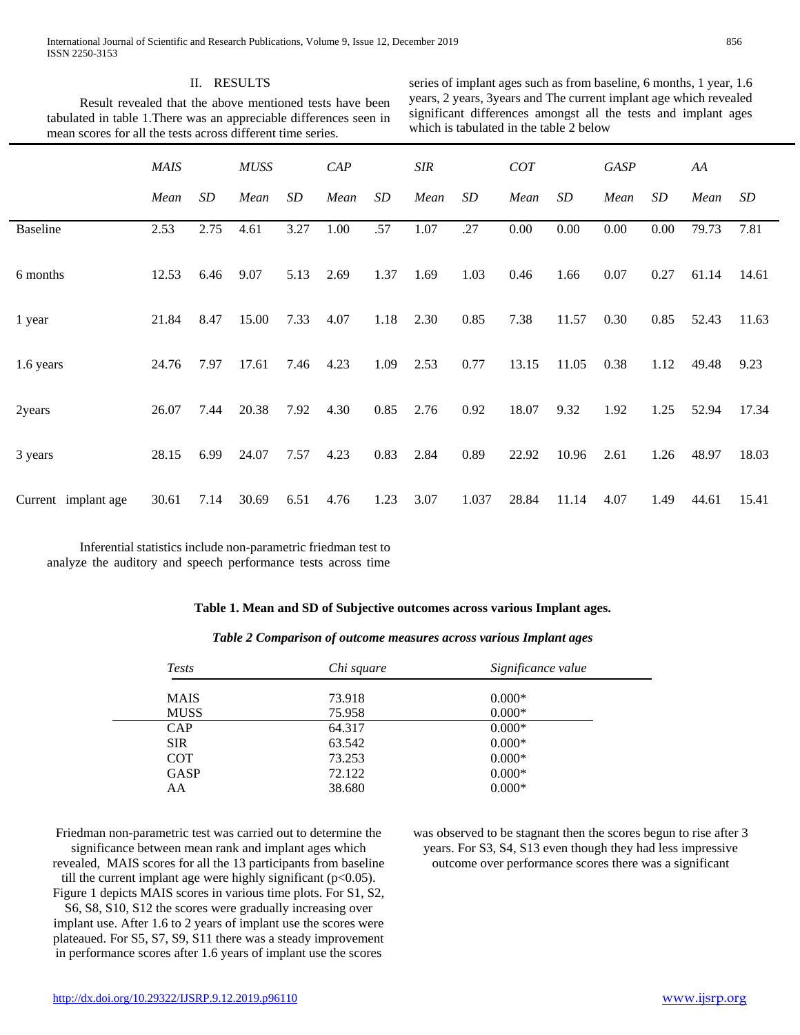## II. RESULTS

Result revealed that the above mentioned tests have been tabulated in table 1.There was an appreciable differences seen in mean scores for all the tests across different time series.

| | *MAIS* | | *MUSS* | | *CAP* | | *SIR* | | *COT* | | *GASP* | | *AA* | |
|---|---|---|---|---|---|---|---|---|---|---|---|---|---|---|
| | *Mean* | *SD* | *Mean* | *SD* | *Mean* | *SD* | *Mean* | *SD* | *Mean* | *SD* | *Mean* | *SD* | *Mean* | *SD* |
| Baseline | 2.53 | 2.75 | 4.61 | 3.27 | 1.00 | .57 | 1.07 | .27 | 0.00 | 0.00 | 0.00 | 0.00 | 79.73 | 7.81 |
| 6 months | 12.53 | 6.46 | 9.07 | 5.13 | 2.69 | 1.37 | 1.69 | 1.03 | 0.46 | 1.66 | 0.07 | 0.27 | 61.14 | 14.61 |
| 1 year | 21.84 | 8.47 | 15.00 | 7.33 | 4.07 | 1.18 | 2.30 | 0.85 | 7.38 | 11.57 | 0.30 | 0.85 | 52.43 | 11.63 |
| 1.6 years | 24.76 | 7.97 | 17.61 | 7.46 | 4.23 | 1.09 | 2.53 | 0.77 | 13.15 | 11.05 | 0.38 | 1.12 | 49.48 | 9.23 |
| 2years | 26.07 | 7.44 | 20.38 | 7.92 | 4.30 | 0.85 | 2.76 | 0.92 | 18.07 | 9.32 | 1.92 | 1.25 | 52.94 | 17.34 |
| 3 years | 28.15 | 6.99 | 24.07 | 7.57 | 4.23 | 0.83 | 2.84 | 0.89 | 22.92 | 10.96 | 2.61 | 1.26 | 48.97 | 18.03 |
| Current implant age | 30.61 | 7.14 | 30.69 | 6.51 | 4.76 | 1.23 | 3.07 | 1.037 | 28.84 | 11.14 | 4.07 | 1.49 | 44.61 | 15.41 |

**Table 1. Mean and SD of Subjective outcomes across various Implant ages.**

Inferential statistics include non-parametric friedman test to analyze the auditory and speech performance tests across time series of implant ages such as from baseline, 6 months, 1 year, 1.6 years, 2 years, 3years and The current implant age which revealed significant differences amongst all the tests and implant ages which is tabulated in the table 2 below

***Table 2 Comparison of outcome measures across various Implant ages***

| *Tests* | *Chi square* | *Significance value* |
|---|---|---|
| MAIS | 73.918 | 0.000* |
| MUSS | 75.958 | 0.000* |
| CAP | 64.317 | 0.000* |
| SIR | 63.542 | 0.000* |
| COT | 73.253 | 0.000* |
| GASP | 72.122 | 0.000* |
| AA | 38.680 | 0.000* |

Friedman non-parametric test was carried out to determine the significance between mean rank and implant ages which revealed, MAIS scores for all the 13 participants from baseline till the current implant age were highly significant ($p<0.05$). Figure 1 depicts MAIS scores in various time plots. For S1, S2, S6, S8, S10, S12 the scores were gradually increasing over implant use. After 1.6 to 2 years of implant use the scores were plateaued. For S5, S7, S9, S11 there was a steady improvement in performance scores after 1.6 years of implant use the scores was observed to be stagnant then the scores begun to rise after 3 years. For S3, S4, S13 even though they had less impressive outcome over performance scores there was a significant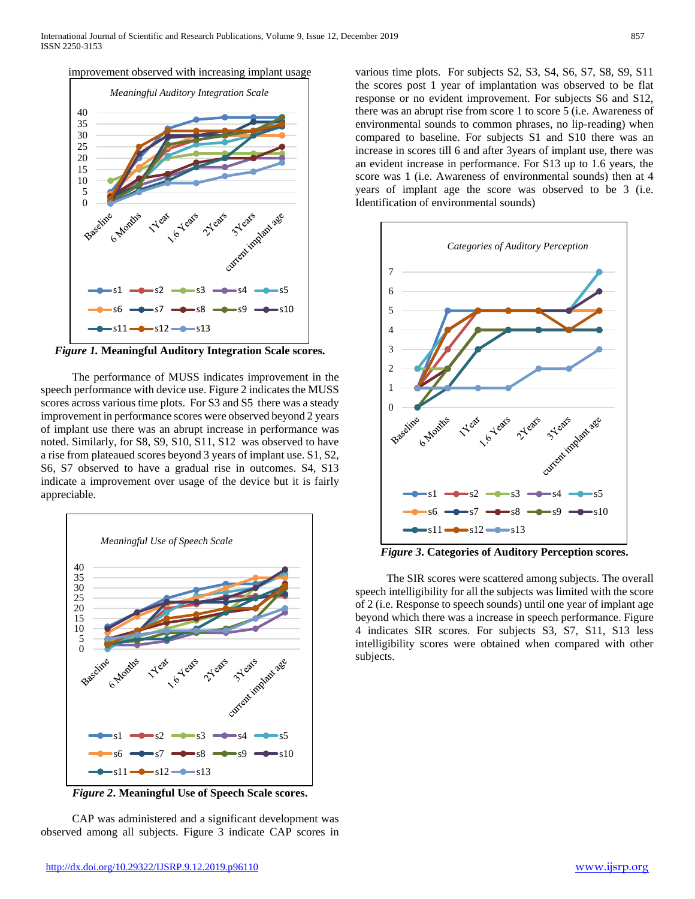improvement observed with increasing implant usage

*Figure 1.* **Meaningful Auditory Integration Scale scores.**

The performance of MUSS indicates improvement in the speech performance with device use. Figure 2 indicates the MUSS scores across various time plots. For S3 and S5 there was a steady improvement in performance scores were observed beyond 2 years of implant use there was an abrupt increase in performance was noted. Similarly, for S8, S9, S10, S11, S12 was observed to have a rise from plateaued scores beyond 3 years of implant use. S1, S2, S6, S7 observed to have a gradual rise in outcomes. S4, S13 indicate a improvement over usage of the device but it is fairly appreciable.

*Figure 2***. Meaningful Use of Speech Scale scores.**

CAP was administered and a significant development was observed among all subjects. Figure 3 indicate CAP scores in various time plots. For subjects S2, S3, S4, S6, S7, S8, S9, S11 the scores post 1 year of implantation was observed to be flat response or no evident improvement. For subjects S6 and S12, there was an abrupt rise from score 1 to score 5 (i.e. Awareness of environmental sounds to common phrases, no lip-reading) when compared to baseline. For subjects S1 and S10 there was an increase in scores till 6 and after 3years of implant use, there was an evident increase in performance. For S13 up to 1.6 years, the score was 1 (i.e. Awareness of environmental sounds) then at 4 years of implant age the score was observed to be 3 (i.e. Identification of environmental sounds)

*Figure 3***. Categories of Auditory Perception scores.**

The SIR scores were scattered among subjects. The overall speech intelligibility for all the subjects was limited with the score of 2 (i.e. Response to speech sounds) until one year of implant age beyond which there was a increase in speech performance. Figure 4 indicates SIR scores. For subjects S3, S7, S11, S13 less intelligibility scores were obtained when compared with other subjects.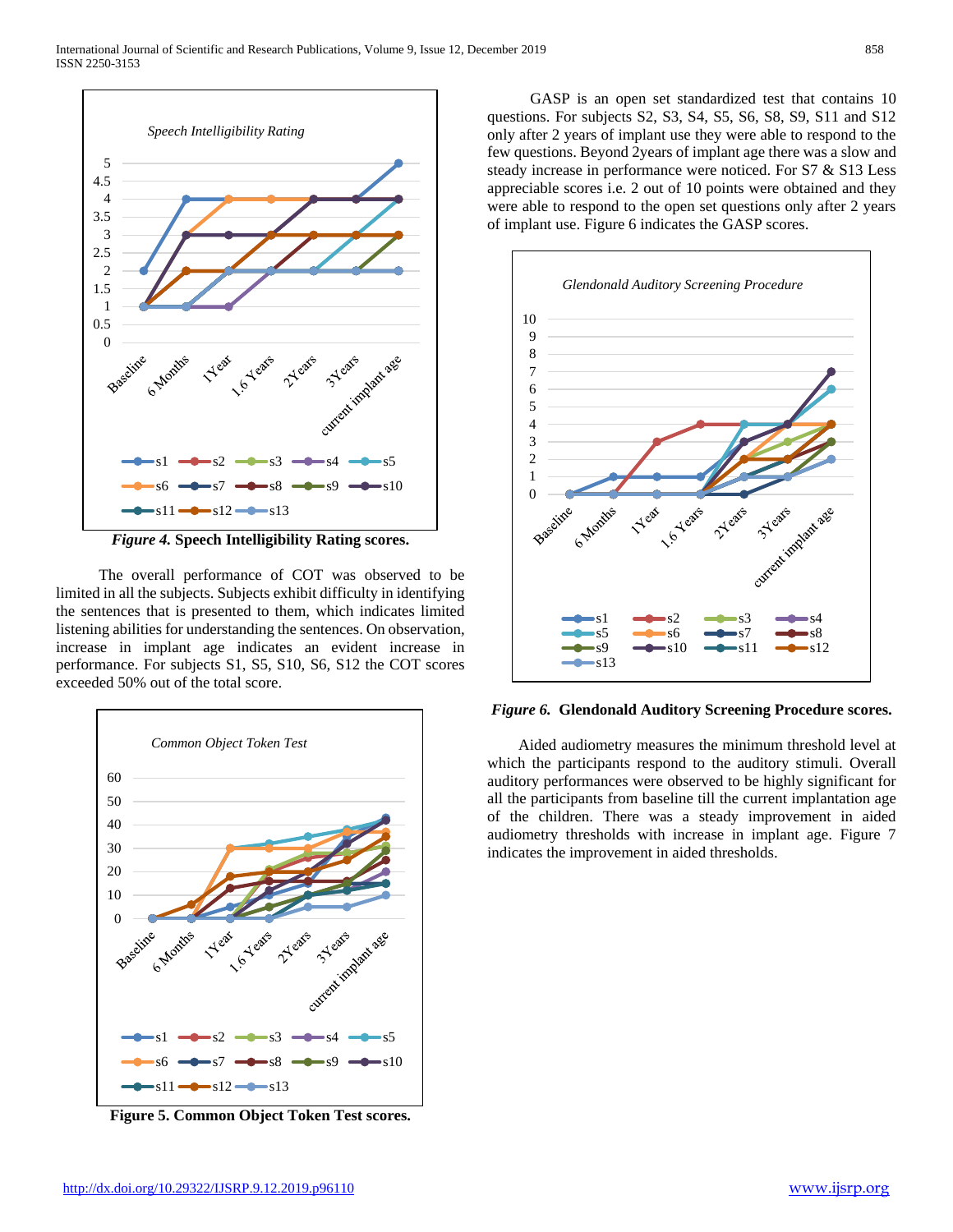*Figure 4.* **Speech Intelligibility Rating scores.**

The overall performance of COT was observed to be limited in all the subjects. Subjects exhibit difficulty in identifying the sentences that is presented to them, which indicates limited listening abilities for understanding the sentences. On observation, increase in implant age indicates an evident increase in performance. For subjects S1, S5, S10, S6, S12 the COT scores exceeded 50% out of the total score.

**Figure 5. Common Object Token Test scores.**

GASP is an open set standardized test that contains 10 questions. For subjects S2, S3, S4, S5, S6, S8, S9, S11 and S12 only after 2 years of implant use they were able to respond to the few questions. Beyond 2years of implant age there was a slow and steady increase in performance were noticed. For S7 & S13 Less appreciable scores i.e. 2 out of 10 points were obtained and they were able to respond to the open set questions only after 2 years of implant use. Figure 6 indicates the GASP scores.

*Figure 6.* **Glendonald Auditory Screening Procedure scores.**

Aided audiometry measures the minimum threshold level at which the participants respond to the auditory stimuli. Overall auditory performances were observed to be highly significant for all the participants from baseline till the current implantation age of the children. There was a steady improvement in aided audiometry thresholds with increase in implant age. Figure 7 indicates the improvement in aided thresholds.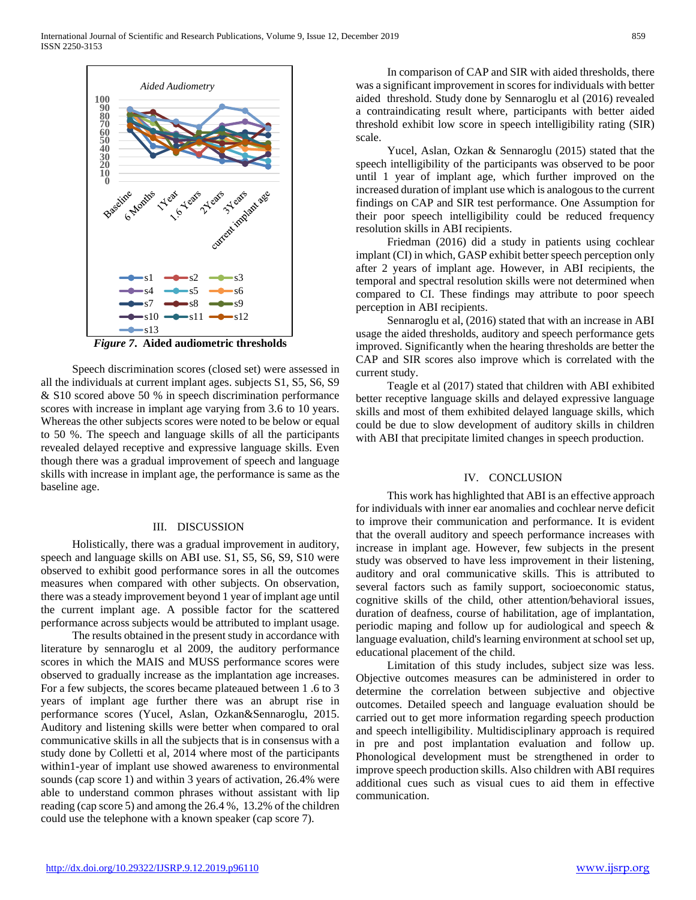*Figure 7*. **Aided audiometric thresholds**

Speech discrimination scores (closed set) were assessed in all the individuals at current implant ages. subjects S1, S5, S6, S9 & S10 scored above 50 % in speech discrimination performance scores with increase in implant age varying from 3.6 to 10 years. Whereas the other subjects scores were noted to be below or equal to 50 %. The speech and language skills of all the participants revealed delayed receptive and expressive language skills. Even though there was a gradual improvement of speech and language skills with increase in implant age, the performance is same as the baseline age.

## III. DISCUSSION

Holistically, there was a gradual improvement in auditory, speech and language skills on ABI use. S1, S5, S6, S9, S10 were observed to exhibit good performance sores in all the outcomes measures when compared with other subjects. On observation, there was a steady improvement beyond 1 year of implant age until the current implant age. A possible factor for the scattered performance across subjects would be attributed to implant usage.

The results obtained in the present study in accordance with literature by sennaroglu et al 2009, the auditory performance scores in which the MAIS and MUSS performance scores were observed to gradually increase as the implantation age increases. For a few subjects, the scores became plateaued between 1 .6 to 3 years of implant age further there was an abrupt rise in performance scores (Yucel, Aslan, Ozkan&Sennaroglu, 2015. Auditory and listening skills were better when compared to oral communicative skills in all the subjects that is in consensus with a study done by Colletti et al, 2014 where most of the participants within1-year of implant use showed awareness to environmental sounds (cap score 1) and within 3 years of activation, 26.4% were able to understand common phrases without assistant with lip reading (cap score 5) and among the 26.4 %, 13.2% of the children could use the telephone with a known speaker (cap score 7).

In comparison of CAP and SIR with aided thresholds, there was a significant improvement in scores for individuals with better aided threshold. Study done by Sennaroglu et al (2016) revealed a contraindicating result where, participants with better aided threshold exhibit low score in speech intelligibility rating (SIR) scale.

Yucel, Aslan, Ozkan & Sennaroglu (2015) stated that the speech intelligibility of the participants was observed to be poor until 1 year of implant age, which further improved on the increased duration of implant use which is analogous to the current findings on CAP and SIR test performance. One Assumption for their poor speech intelligibility could be reduced frequency resolution skills in ABI recipients.

Friedman (2016) did a study in patients using cochlear implant (CI) in which, GASP exhibit better speech perception only after 2 years of implant age. However, in ABI recipients, the temporal and spectral resolution skills were not determined when compared to CI. These findings may attribute to poor speech perception in ABI recipients.

Sennaroglu et al, (2016) stated that with an increase in ABI usage the aided thresholds, auditory and speech performance gets improved. Significantly when the hearing thresholds are better the CAP and SIR scores also improve which is correlated with the current study.

Teagle et al (2017) stated that children with ABI exhibited better receptive language skills and delayed expressive language skills and most of them exhibited delayed language skills, which could be due to slow development of auditory skills in children with ABI that precipitate limited changes in speech production.

## IV. CONCLUSION

This work has highlighted that ABI is an effective approach for individuals with inner ear anomalies and cochlear nerve deficit to improve their communication and performance. It is evident that the overall auditory and speech performance increases with increase in implant age. However, few subjects in the present study was observed to have less improvement in their listening, auditory and oral communicative skills. This is attributed to several factors such as family support, socioeconomic status, cognitive skills of the child, other attention/behavioral issues, duration of deafness, course of habilitation, age of implantation, periodic mapping and follow up for audiological and speech & language evaluation, child's learning environment at school set up, educational placement of the child.

Limitation of this study includes, subject size was less. Objective outcomes measures can be administered in order to determine the correlation between subjective and objective outcomes. Detailed speech and language evaluation should be carried out to get more information regarding speech production and speech intelligibility. Multidisciplinary approach is required in pre and post implantation evaluation and follow up. Phonological development must be strengthened in order to improve speech production skills. Also children with ABI requires additional cues such as visual cues to aid them in effective communication.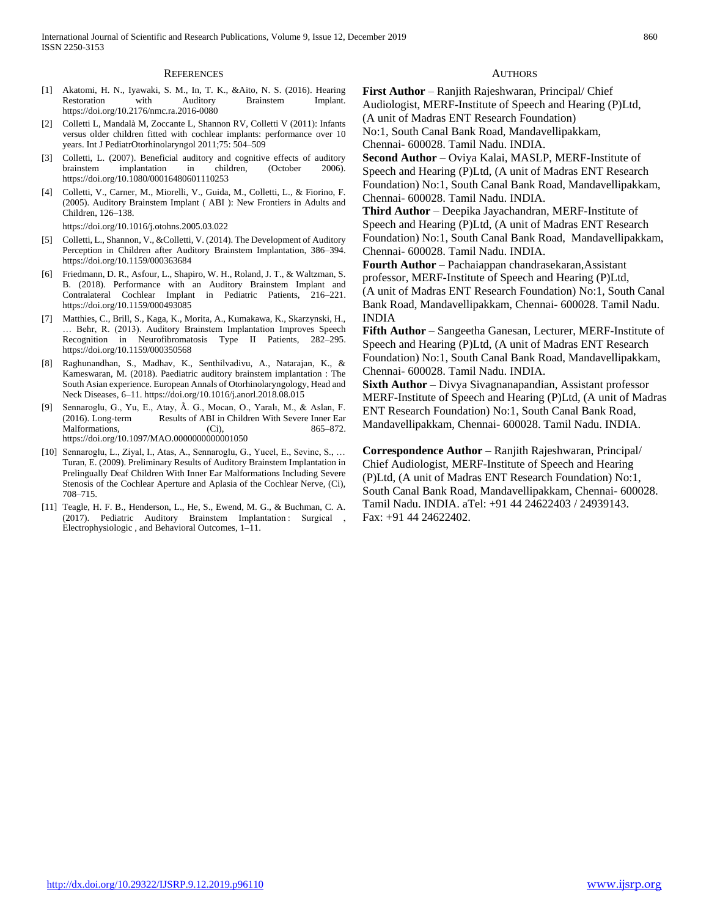## References

[1] Akatomi, H. N., Iyawaki, S. M., In, T. K., &Aito, N. S. (2016). Hearing Restoration with Auditory Brainstem Implant. https://doi.org/10.2176/nmc.ra.2016-0080

[2] Colletti L, Mandalà M, Zoccante L, Shannon RV, Colletti V (2011): Infants versus older children fitted with cochlear implants: performance over 10 years. Int J PediatrOtorhinolaryngol 2011;75: 504–509

[3] Colletti, L. (2007). Beneficial auditory and cognitive effects of auditory brainstem implantation in children, (October 2006). https://doi.org/10.1080/00016480601110253

[4] Colletti, V., Carner, M., Miorelli, V., Guida, M., Colletti, L., & Fiorino, F. (2005). Auditory Brainstem Implant ( ABI ): New Frontiers in Adults and Children, 126–138.

https://doi.org/10.1016/j.otohns.2005.03.022

[5] Colletti, L., Shannon, V., &Colletti, V. (2014). The Development of Auditory Perception in Children after Auditory Brainstem Implantation, 386–394. https://doi.org/10.1159/000363684

[6] Friedmann, D. R., Asfour, L., Shapiro, W. H., Roland, J. T., & Waltzman, S. B. (2018). Performance with an Auditory Brainstem Implant and Contralateral Cochlear Implant in Pediatric Patients, 216–221. https://doi.org/10.1159/000493085

[7] Matthies, C., Brill, S., Kaga, K., Morita, A., Kumakawa, K., Skarzynski, H., … Behr, R. (2013). Auditory Brainstem Implantation Improves Speech Recognition in Neurofibromatosis Type II Patients, 282–295. https://doi.org/10.1159/000350568

[8] Raghunandhan, S., Madhav, K., Senthilvadivu, A., Natarajan, K., & Kameswaran, M. (2018). Paediatric auditory brainstem implantation : The South Asian experience. European Annals of Otorhinolaryngology, Head and Neck Diseases, 6–11. https://doi.org/10.1016/j.anorl.2018.08.015

[9] Sennaroglu, G., Yu, E., Atay, Ã. G., Mocan, O., Yaralı, M., & Aslan, F. (2016). Long-term Results of ABI in Children With Severe Inner Ear Malformations, (Ci), 865–872. https://doi.org/10.1097/MAO.0000000000001050

[10] Sennaroglu, L., Ziyal, I., Atas, A., Sennaroglu, G., Yucel, E., Sevinc, S., … Turan, E. (2009). Preliminary Results of Auditory Brainstem Implantation in Prelingually Deaf Children With Inner Ear Malformations Including Severe Stenosis of the Cochlear Aperture and Aplasia of the Cochlear Nerve, (Ci), 708–715.

[11] Teagle, H. F. B., Henderson, L., He, S., Ewend, M. G., & Buchman, C. A. (2017). Pediatric Auditory Brainstem Implantation : Surgical , Electrophysiologic , and Behavioral Outcomes, 1–11.

## Authors

**First Author** – Ranjith Rajeshwaran, Principal/ Chief Audiologist, MERF-Institute of Speech and Hearing (P)Ltd, (A unit of Madras ENT Research Foundation) No:1, South Canal Bank Road, Mandavellipakkam, Chennai- 600028. Tamil Nadu. INDIA.

**Second Author** – Oviya Kalai, MASLP, MERF-Institute of Speech and Hearing (P)Ltd, (A unit of Madras ENT Research Foundation) No:1, South Canal Bank Road, Mandavellipakkam, Chennai- 600028. Tamil Nadu. INDIA.

**Third Author** – Deepika Jayachandran, MERF-Institute of Speech and Hearing (P)Ltd, (A unit of Madras ENT Research Foundation) No:1, South Canal Bank Road, Mandavellipakkam, Chennai- 600028. Tamil Nadu. INDIA.

**Fourth Author** – Pachaiappan chandrasekaran,Assistant professor, MERF-Institute of Speech and Hearing (P)Ltd, (A unit of Madras ENT Research Foundation) No:1, South Canal Bank Road, Mandavellipakkam, Chennai- 600028. Tamil Nadu. INDIA

**Fifth Author** – Sangeetha Ganesan, Lecturer, MERF-Institute of Speech and Hearing (P)Ltd, (A unit of Madras ENT Research Foundation) No:1, South Canal Bank Road, Mandavellipakkam, Chennai- 600028. Tamil Nadu. INDIA.

**Sixth Author** – Divya Sivagnanapandian, Assistant professor MERF-Institute of Speech and Hearing (P)Ltd, (A unit of Madras ENT Research Foundation) No:1, South Canal Bank Road, Mandavellipakkam, Chennai- 600028. Tamil Nadu. INDIA.

**Correspondence Author** – Ranjith Rajeshwaran, Principal/ Chief Audiologist, MERF-Institute of Speech and Hearing (P)Ltd, (A unit of Madras ENT Research Foundation) No:1, South Canal Bank Road, Mandavellipakkam, Chennai- 600028. Tamil Nadu. INDIA. aTel: +91 44 24622403 / 24939143. Fax: +91 44 24622402.